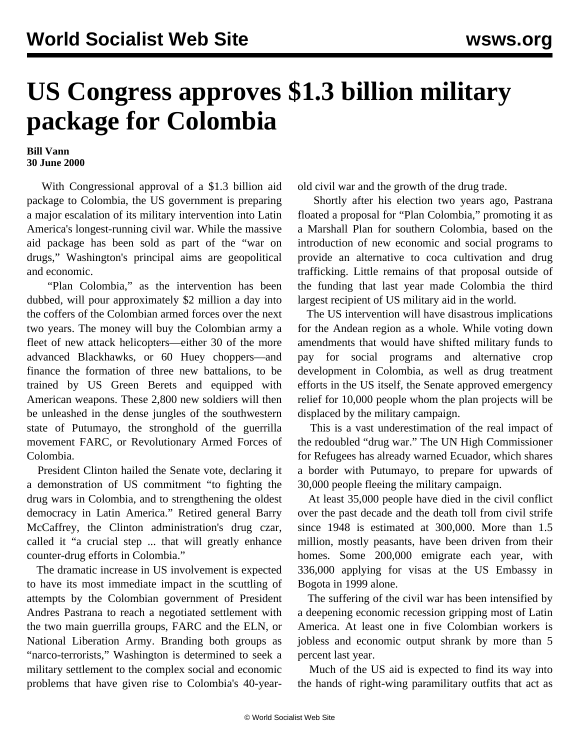# US Congress approves $1.3 billion military package for Colombia

**Bill Vann**
**30 June 2000**

With Congressional approval of a $1.3 billion aid package to Colombia, the US government is preparing a major escalation of its military intervention into Latin America's longest-running civil war. While the massive aid package has been sold as part of the "war on drugs," Washington's principal aims are geopolitical and economic.

"Plan Colombia," as the intervention has been dubbed, will pour approximately $2 million a day into the coffers of the Colombian armed forces over the next two years. The money will buy the Colombian army a fleet of new attack helicopters—either 30 of the more advanced Blackhawks, or 60 Huey choppers—and finance the formation of three new battalions, to be trained by US Green Berets and equipped with American weapons. These 2,800 new soldiers will then be unleashed in the dense jungles of the southwestern state of Putumayo, the stronghold of the guerrilla movement FARC, or Revolutionary Armed Forces of Colombia.

President Clinton hailed the Senate vote, declaring it a demonstration of US commitment "to fighting the drug wars in Colombia, and to strengthening the oldest democracy in Latin America." Retired general Barry McCaffrey, the Clinton administration's drug czar, called it "a crucial step ... that will greatly enhance counter-drug efforts in Colombia."

The dramatic increase in US involvement is expected to have its most immediate impact in the scuttling of attempts by the Colombian government of President Andres Pastrana to reach a negotiated settlement with the two main guerrilla groups, FARC and the ELN, or National Liberation Army. Branding both groups as "narco-terrorists," Washington is determined to seek a military settlement to the complex social and economic problems that have given rise to Colombia's 40-year-old civil war and the growth of the drug trade.

Shortly after his election two years ago, Pastrana floated a proposal for "Plan Colombia," promoting it as a Marshall Plan for southern Colombia, based on the introduction of new economic and social programs to provide an alternative to coca cultivation and drug trafficking. Little remains of that proposal outside of the funding that last year made Colombia the third largest recipient of US military aid in the world.

The US intervention will have disastrous implications for the Andean region as a whole. While voting down amendments that would have shifted military funds to pay for social programs and alternative crop development in Colombia, as well as drug treatment efforts in the US itself, the Senate approved emergency relief for 10,000 people whom the plan projects will be displaced by the military campaign.

This is a vast underestimation of the real impact of the redoubled "drug war." The UN High Commissioner for Refugees has already warned Ecuador, which shares a border with Putumayo, to prepare for upwards of 30,000 people fleeing the military campaign.

At least 35,000 people have died in the civil conflict over the past decade and the death toll from civil strife since 1948 is estimated at 300,000. More than 1.5 million, mostly peasants, have been driven from their homes. Some 200,000 emigrate each year, with 336,000 applying for visas at the US Embassy in Bogota in 1999 alone.

The suffering of the civil war has been intensified by a deepening economic recession gripping most of Latin America. At least one in five Colombian workers is jobless and economic output shrank by more than 5 percent last year.

Much of the US aid is expected to find its way into the hands of right-wing paramilitary outfits that act as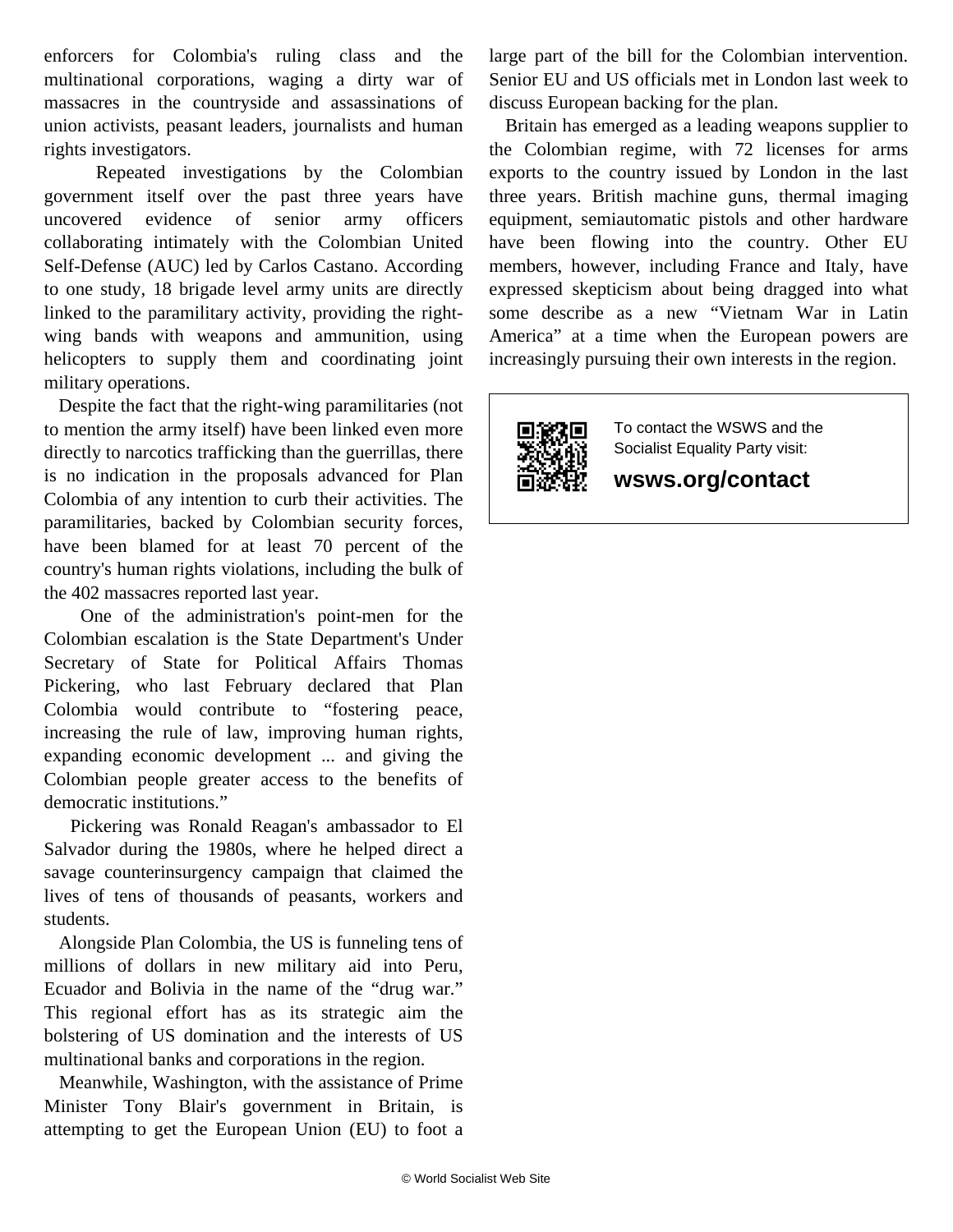enforcers for Colombia's ruling class and the multinational corporations, waging a dirty war of massacres in the countryside and assassinations of union activists, peasant leaders, journalists and human rights investigators.

Repeated investigations by the Colombian government itself over the past three years have uncovered evidence of senior army officers collaborating intimately with the Colombian United Self-Defense (AUC) led by Carlos Castano. According to one study, 18 brigade level army units are directly linked to the paramilitary activity, providing the right-wing bands with weapons and ammunition, using helicopters to supply them and coordinating joint military operations.

Despite the fact that the right-wing paramilitaries (not to mention the army itself) have been linked even more directly to narcotics trafficking than the guerrillas, there is no indication in the proposals advanced for Plan Colombia of any intention to curb their activities. The paramilitaries, backed by Colombian security forces, have been blamed for at least 70 percent of the country's human rights violations, including the bulk of the 402 massacres reported last year.

One of the administration's point-men for the Colombian escalation is the State Department's Under Secretary of State for Political Affairs Thomas Pickering, who last February declared that Plan Colombia would contribute to “fostering peace, increasing the rule of law, improving human rights, expanding economic development ... and giving the Colombian people greater access to the benefits of democratic institutions.”

Pickering was Ronald Reagan's ambassador to El Salvador during the 1980s, where he helped direct a savage counterinsurgency campaign that claimed the lives of tens of thousands of peasants, workers and students.

Alongside Plan Colombia, the US is funneling tens of millions of dollars in new military aid into Peru, Ecuador and Bolivia in the name of the “drug war.” This regional effort has as its strategic aim the bolstering of US domination and the interests of US multinational banks and corporations in the region.

Meanwhile, Washington, with the assistance of Prime Minister Tony Blair's government in Britain, is attempting to get the European Union (EU) to foot a large part of the bill for the Colombian intervention. Senior EU and US officials met in London last week to discuss European backing for the plan.

Britain has emerged as a leading weapons supplier to the Colombian regime, with 72 licenses for arms exports to the country issued by London in the last three years. British machine guns, thermal imaging equipment, semiautomatic pistols and other hardware have been flowing into the country. Other EU members, however, including France and Italy, have expressed skepticism about being dragged into what some describe as a new “Vietnam War in Latin America” at a time when the European powers are increasingly pursuing their own interests in the region.

To contact the WSWS and the Socialist Equality Party visit:

**wsws.org/contact**